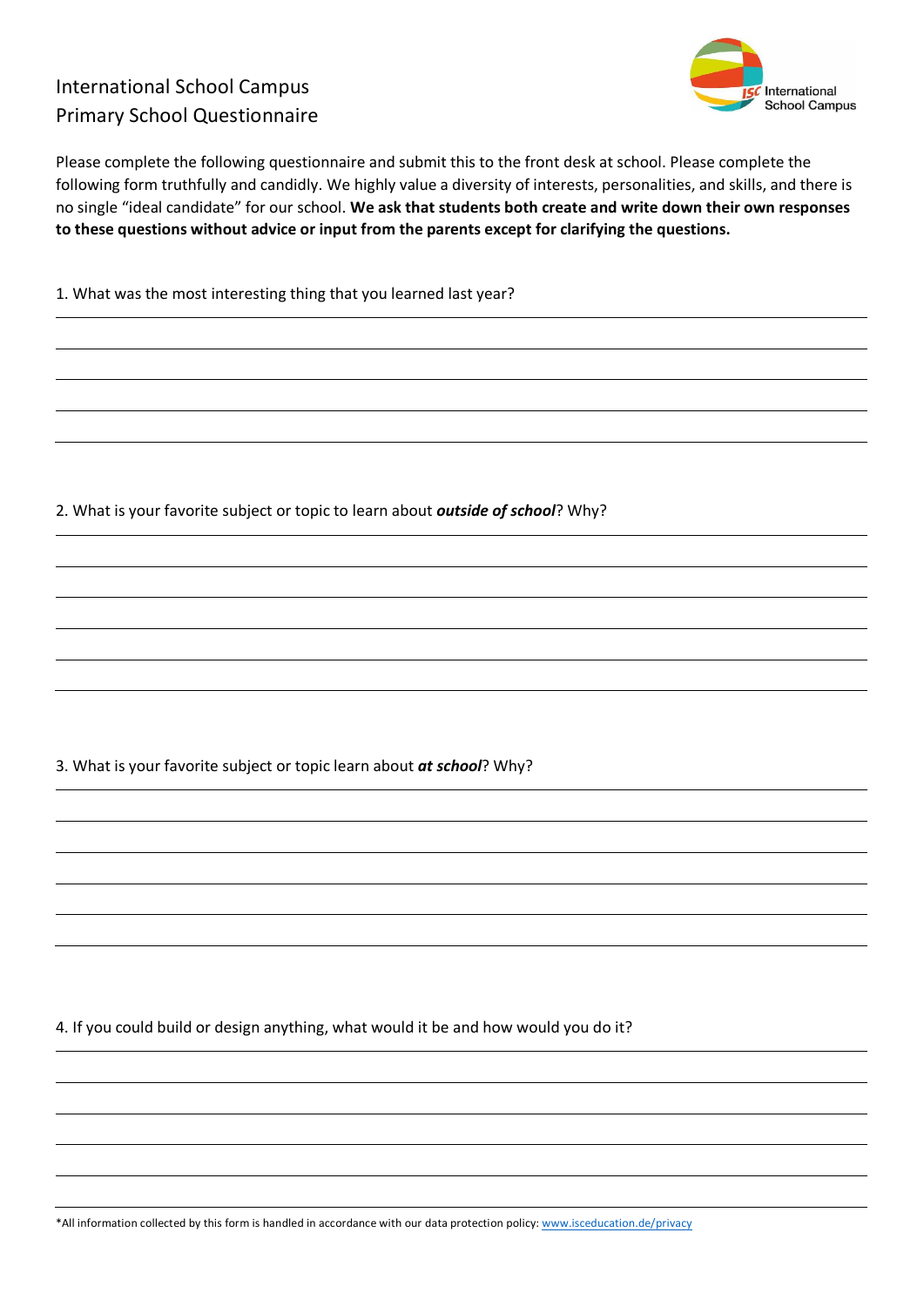# International School Campus
## Primary School Questionnaire

Please complete the following questionnaire and submit this to the front desk at school. Please complete the following form truthfully and candidly. We highly value a diversity of interests, personalities, and skills, and there is no single "ideal candidate" for our school. **We ask that students both create and write down their own responses to these questions without advice or input from the parents except for clarifying the questions.**

1. What was the most interesting thing that you learned last year?

2. What is your favorite subject or topic to learn about ***outside of school***? Why?

3. What is your favorite subject or topic learn about ***at school***? Why?

4. If you could build or design anything, what would it be and how would you do it?

*All information collected by this form is handled in accordance with our data protection policy: [www.isceducation.de/privacy](www.isceducation.de/privacy)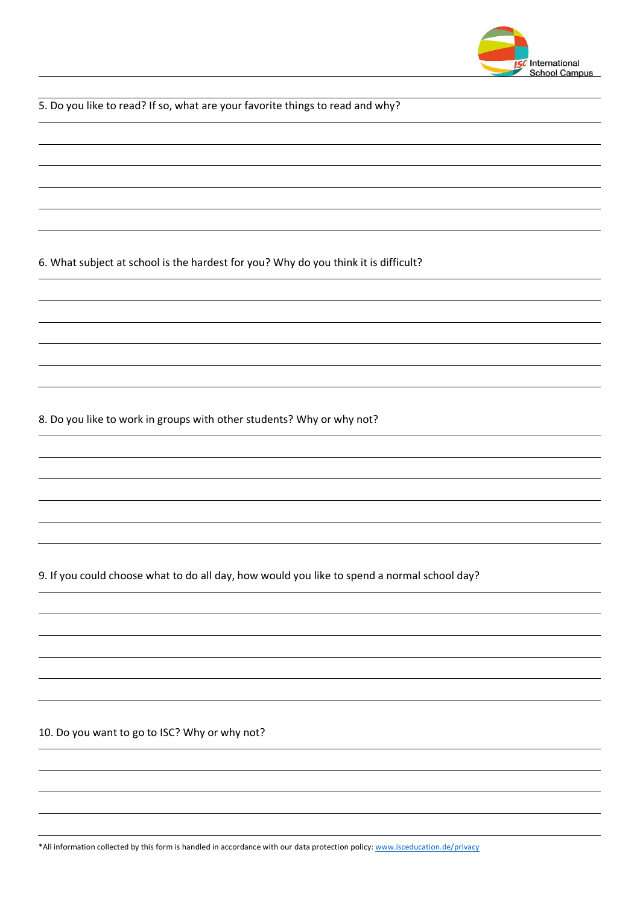5. Do you like to read? If so, what are your favorite things to read and why?

6. What subject at school is the hardest for you? Why do you think it is difficult?

8. Do you like to work in groups with other students? Why or why not?

9. If you could choose what to do all day, how would you like to spend a normal school day?

10. Do you want to go to ISC? Why or why not?

*All information collected by this form is handled in accordance with our data protection policy: www.isceducation.de/privacy